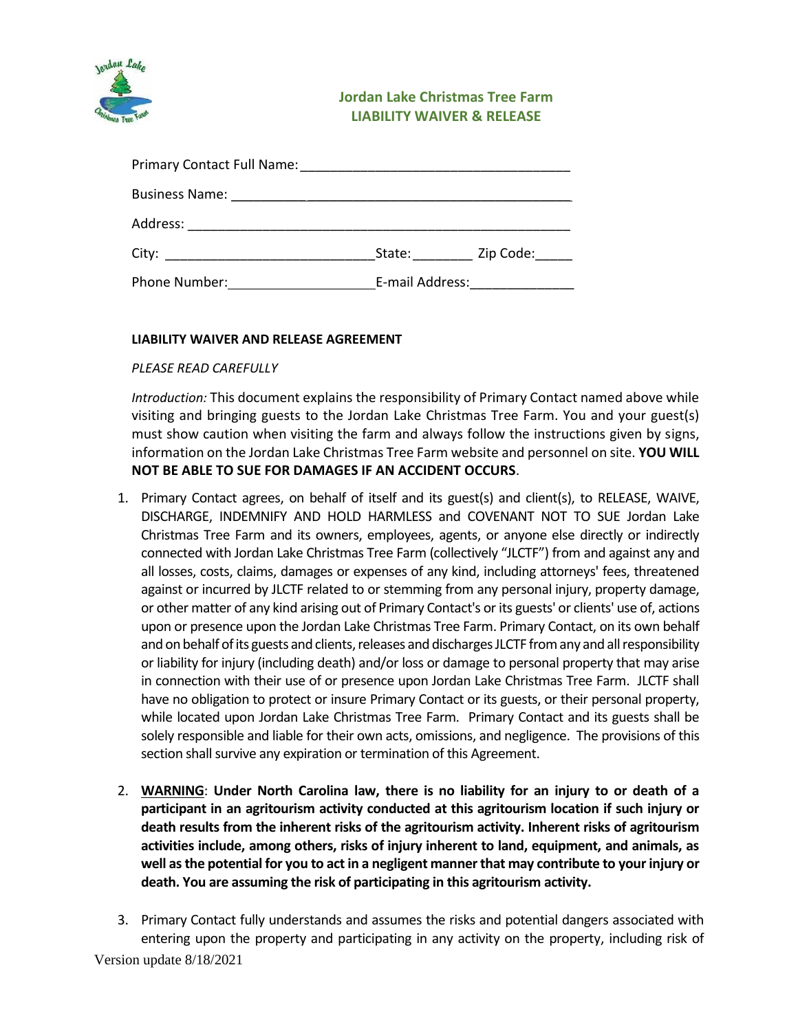# Jordan Lake Christmas Tree Farm
## LIABILITY WAIVER & RELEASE

Primary Contact Full Name: ____________________________________

Business Name: ____________________________________

Address: ____________________________________

City: ____________________________ State: ________ Zip Code: _____

Phone Number: ____________________ E-mail Address: ______________

**LIABILITY WAIVER AND RELEASE AGREEMENT**

*PLEASE READ CAREFULLY*

*Introduction:* This document explains the responsibility of Primary Contact named above while visiting and bringing guests to the Jordan Lake Christmas Tree Farm. You and your guest(s) must show caution when visiting the farm and always follow the instructions given by signs, information on the Jordan Lake Christmas Tree Farm website and personnel on site. **YOU WILL NOT BE ABLE TO SUE FOR DAMAGES IF AN ACCIDENT OCCURS**.

1. Primary Contact agrees, on behalf of itself and its guest(s) and client(s), to RELEASE, WAIVE, DISCHARGE, INDEMNIFY AND HOLD HARMLESS and COVENANT NOT TO SUE Jordan Lake Christmas Tree Farm and its owners, employees, agents, or anyone else directly or indirectly connected with Jordan Lake Christmas Tree Farm (collectively "JLCTF") from and against any and all losses, costs, claims, damages or expenses of any kind, including attorneys' fees, threatened against or incurred by JLCTF related to or stemming from any personal injury, property damage, or other matter of any kind arising out of Primary Contact's or its guests' or clients' use of, actions upon or presence upon the Jordan Lake Christmas Tree Farm. Primary Contact, on its own behalf and on behalf of its guests and clients, releases and discharges JLCTF from any and all responsibility or liability for injury (including death) and/or loss or damage to personal property that may arise in connection with their use of or presence upon Jordan Lake Christmas Tree Farm. JLCTF shall have no obligation to protect or insure Primary Contact or its guests, or their personal property, while located upon Jordan Lake Christmas Tree Farm. Primary Contact and its guests shall be solely responsible and liable for their own acts, omissions, and negligence. The provisions of this section shall survive any expiration or termination of this Agreement.

2. **<u>WARNING</u>**: **Under North Carolina law, there is no liability for an injury to or death of a participant in an agritourism activity conducted at this agritourism location if such injury or death results from the inherent risks of the agritourism activity. Inherent risks of agritourism activities include, among others, risks of injury inherent to land, equipment, and animals, as well as the potential for you to act in a negligent manner that may contribute to your injury or death. You are assuming the risk of participating in this agritourism activity.**

3. Primary Contact fully understands and assumes the risks and potential dangers associated with entering upon the property and participating in any activity on the property, including risk of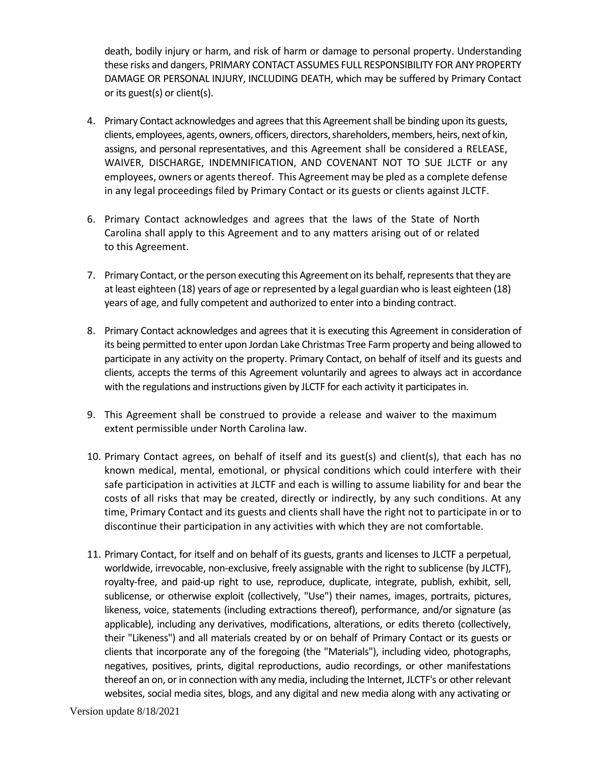death, bodily injury or harm, and risk of harm or damage to personal property. Understanding these risks and dangers, PRIMARY CONTACT ASSUMES FULL RESPONSIBILITY FOR ANY PROPERTY DAMAGE OR PERSONAL INJURY, INCLUDING DEATH, which may be suffered by Primary Contact or its guest(s) or client(s).

4. Primary Contact acknowledges and agrees that this Agreement shall be binding upon its guests, clients, employees, agents, owners, officers, directors, shareholders, members, heirs, next of kin, assigns, and personal representatives, and this Agreement shall be considered a RELEASE, WAIVER, DISCHARGE, INDEMNIFICATION, AND COVENANT NOT TO SUE JLCTF or any employees, owners or agents thereof. This Agreement may be pled as a complete defense in any legal proceedings filed by Primary Contact or its guests or clients against JLCTF.

6. Primary Contact acknowledges and agrees that the laws of the State of North Carolina shall apply to this Agreement and to any matters arising out of or related to this Agreement.

7. Primary Contact, or the person executing this Agreement on its behalf, represents that they are at least eighteen (18) years of age or represented by a legal guardian who is least eighteen (18) years of age, and fully competent and authorized to enter into a binding contract.

8. Primary Contact acknowledges and agrees that it is executing this Agreement in consideration of its being permitted to enter upon Jordan Lake Christmas Tree Farm property and being allowed to participate in any activity on the property. Primary Contact, on behalf of itself and its guests and clients, accepts the terms of this Agreement voluntarily and agrees to always act in accordance with the regulations and instructions given by JLCTF for each activity it participates in.

9. This Agreement shall be construed to provide a release and waiver to the maximum extent permissible under North Carolina law.

10. Primary Contact agrees, on behalf of itself and its guest(s) and client(s), that each has no known medical, mental, emotional, or physical conditions which could interfere with their safe participation in activities at JLCTF and each is willing to assume liability for and bear the costs of all risks that may be created, directly or indirectly, by any such conditions. At any time, Primary Contact and its guests and clients shall have the right not to participate in or to discontinue their participation in any activities with which they are not comfortable.

11. Primary Contact, for itself and on behalf of its guests, grants and licenses to JLCTF a perpetual, worldwide, irrevocable, non-exclusive, freely assignable with the right to sublicense (by JLCTF), royalty-free, and paid-up right to use, reproduce, duplicate, integrate, publish, exhibit, sell, sublicense, or otherwise exploit (collectively, "Use") their names, images, portraits, pictures, likeness, voice, statements (including extractions thereof), performance, and/or signature (as applicable), including any derivatives, modifications, alterations, or edits thereto (collectively, their "Likeness") and all materials created by or on behalf of Primary Contact or its guests or clients that incorporate any of the foregoing (the "Materials"), including video, photographs, negatives, positives, prints, digital reproductions, audio recordings, or other manifestations thereof an on, or in connection with any media, including the Internet, JLCTF's or other relevant websites, social media sites, blogs, and any digital and new media along with any activating or

Version update 8/18/2021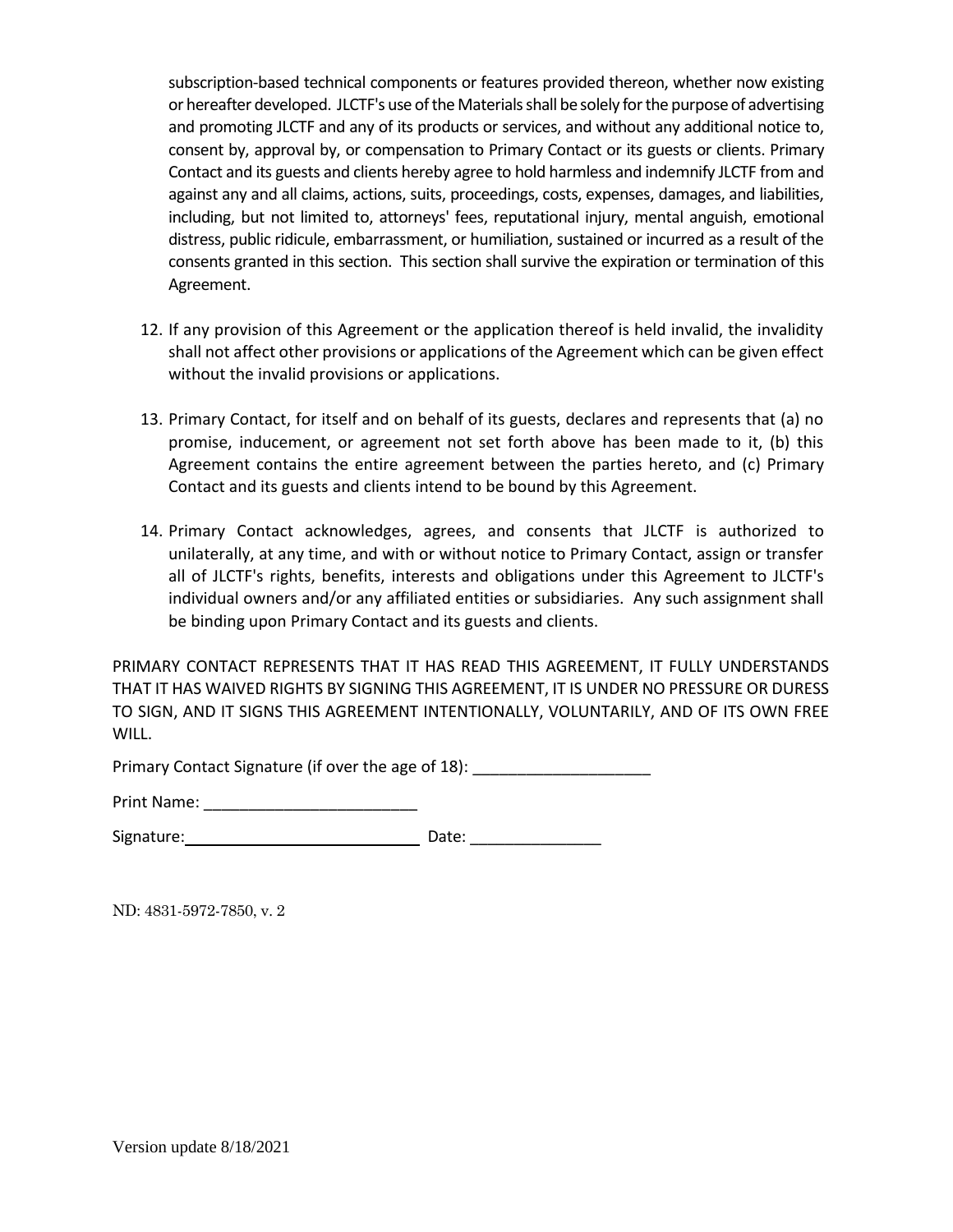subscription-based technical components or features provided thereon, whether now existing or hereafter developed. JLCTF's use of the Materials shall be solely for the purpose of advertising and promoting JLCTF and any of its products or services, and without any additional notice to, consent by, approval by, or compensation to Primary Contact or its guests or clients. Primary Contact and its guests and clients hereby agree to hold harmless and indemnify JLCTF from and against any and all claims, actions, suits, proceedings, costs, expenses, damages, and liabilities, including, but not limited to, attorneys' fees, reputational injury, mental anguish, emotional distress, public ridicule, embarrassment, or humiliation, sustained or incurred as a result of the consents granted in this section. This section shall survive the expiration or termination of this Agreement.

12. If any provision of this Agreement or the application thereof is held invalid, the invalidity shall not affect other provisions or applications of the Agreement which can be given effect without the invalid provisions or applications.

13. Primary Contact, for itself and on behalf of its guests, declares and represents that (a) no promise, inducement, or agreement not set forth above has been made to it, (b) this Agreement contains the entire agreement between the parties hereto, and (c) Primary Contact and its guests and clients intend to be bound by this Agreement.

14. Primary Contact acknowledges, agrees, and consents that JLCTF is authorized to unilaterally, at any time, and with or without notice to Primary Contact, assign or transfer all of JLCTF's rights, benefits, interests and obligations under this Agreement to JLCTF's individual owners and/or any affiliated entities or subsidiaries. Any such assignment shall be binding upon Primary Contact and its guests and clients.

PRIMARY CONTACT REPRESENTS THAT IT HAS READ THIS AGREEMENT, IT FULLY UNDERSTANDS THAT IT HAS WAIVED RIGHTS BY SIGNING THIS AGREEMENT, IT IS UNDER NO PRESSURE OR DURESS TO SIGN, AND IT SIGNS THIS AGREEMENT INTENTIONALLY, VOLUNTARILY, AND OF ITS OWN FREE WILL.

Primary Contact Signature (if over the age of 18): ____________________

Print Name: ________________________

Signature: ___________________________ Date: _______________

ND: 4831-5972-7850, v. 2

Version update 8/18/2021